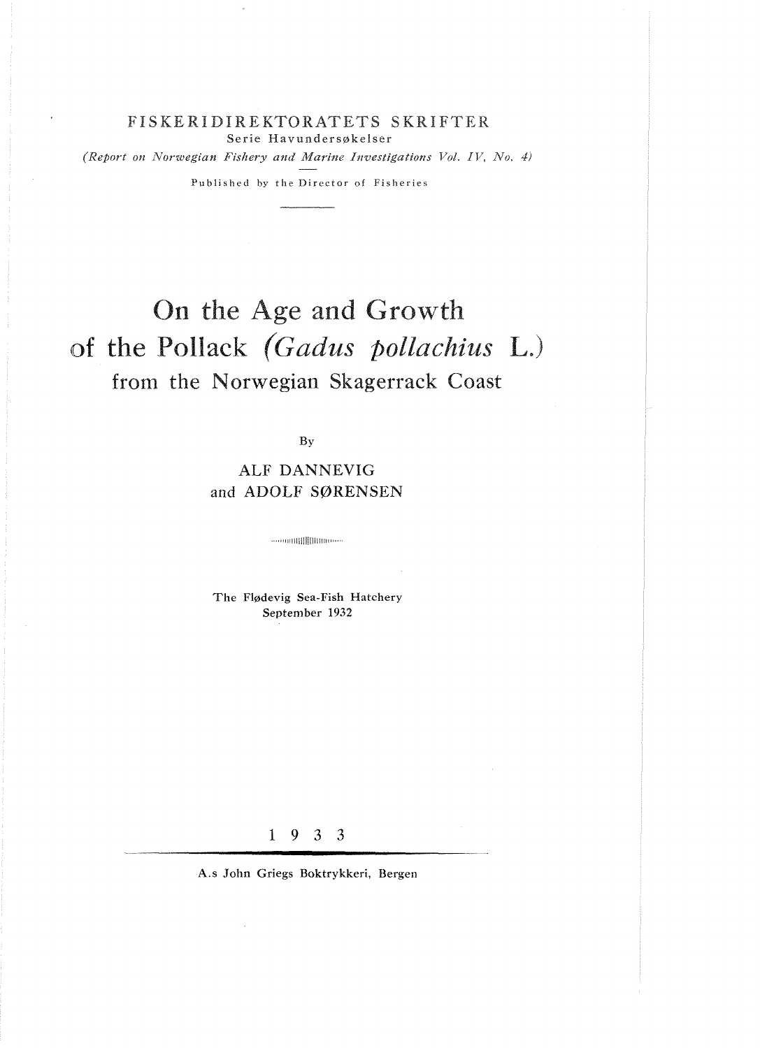FISKERIDIREKTORATETS SKRIFTER

Serie Havundersøkelser

*(Report on Norwegian Fishery and Marine Investigations Vol. IV, No. 4)*

Published by the Director of Fisheries

# On the Age and Growth of the Pollack *(Gadus pollachius* L.*)* from the Norwegian Skagerrack Coast

By

ALF DANNEVIG and ADOLF SØRENSEN

The Flødevig Sea-Fish Hatchery
September 1932

1 9 3 3

A.s John Griegs Boktrykkeri, Bergen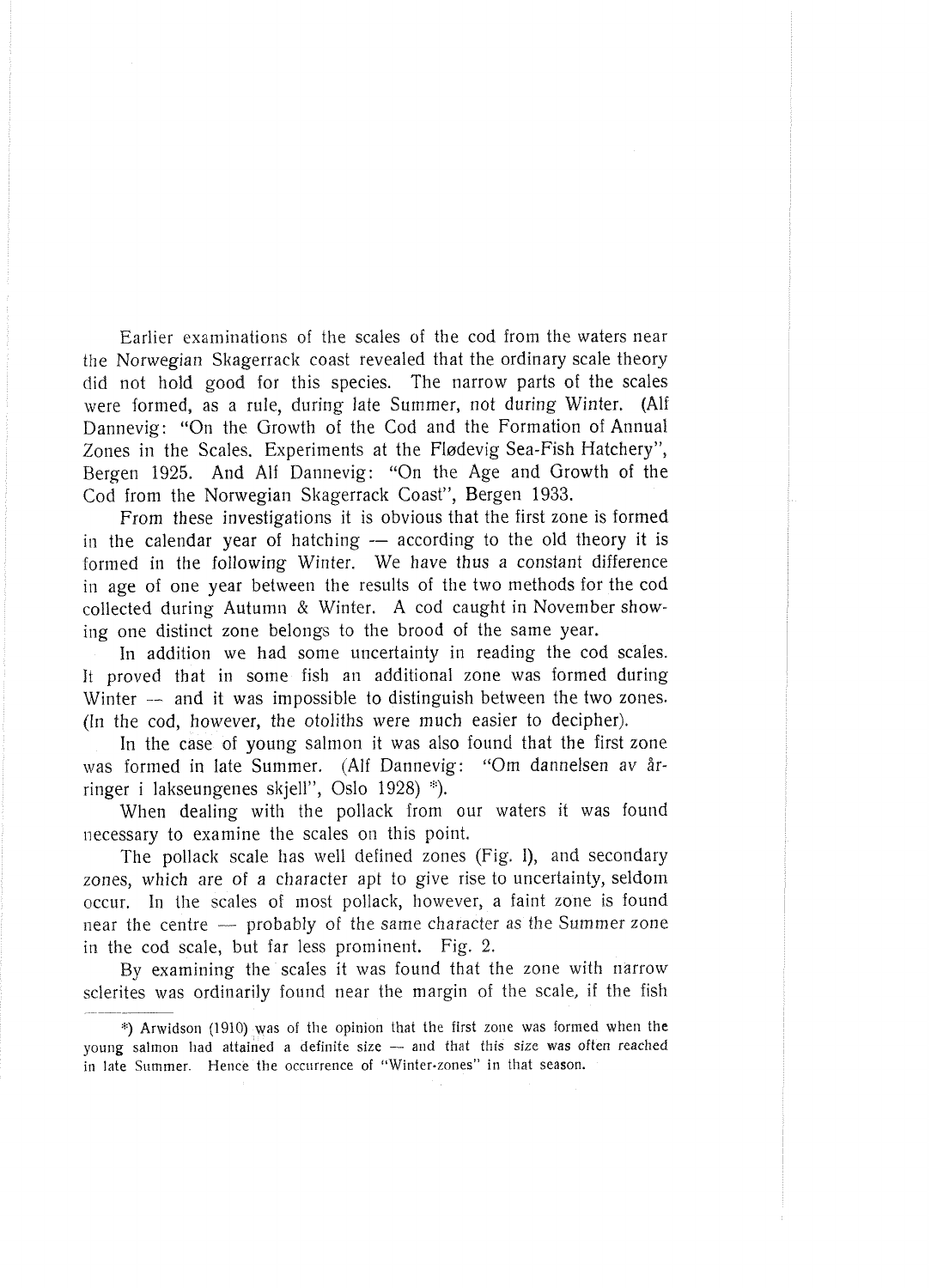Earlier examinations of the scales of the cod from the waters near the Norwegian Skagerrack coast revealed that the ordinary scale theory did not hold good for this species. The narrow parts of the scales were formed, as a rule, during late Summer, not during Winter. (Alf Dannevig: "On the Growth of the Cod and the Formation of Annual Zones in the Scales. Experiments at the Flødevig Sea-Fish Hatchery", Bergen 1925. And Alf Dannevig: "On the Age and Growth of the Cod from the Norwegian Skagerrack Coast", Bergen 1933.

From these investigations it is obvious that the first zone is formed in the calendar year of hatching — according to the old theory it is formed in the following Winter. We have thus a constant difference in age of one year between the results of the two methods for the cod collected during Autumn & Winter. A cod caught in November showing one distinct zone belongs to the brood of the same year.

In addition we had some uncertainty in reading the cod scales. It proved that in some fish an additional zone was formed during Winter — and it was impossible to distinguish between the two zones. (In the cod, however, the otoliths were much easier to decipher).

In the case of young salmon it was also found that the first zone was formed in late Summer. (Alf Dannevig: "Om dannelsen av årringer i lakseungenes skjell", Oslo 1928) *).

When dealing with the pollack from our waters it was found necessary to examine the scales on this point.

The pollack scale has well defined zones (Fig. I), and secondary zones, which are of a character apt to give rise to uncertainty, seldom occur. In the scales of most pollack, however, a faint zone is found near the centre — probably of the same character as the Summer zone in the cod scale, but far less prominent. Fig. 2.

By examining the scales it was found that the zone with narrow sclerites was ordinarily found near the margin of the scale, if the fish

---

*) Arwidson (1910) was of the opinion that the first zone was formed when the young salmon had attained a definite size — and that this size was often reached in late Summer. Hence the occurrence of "Winter-zones" in that season.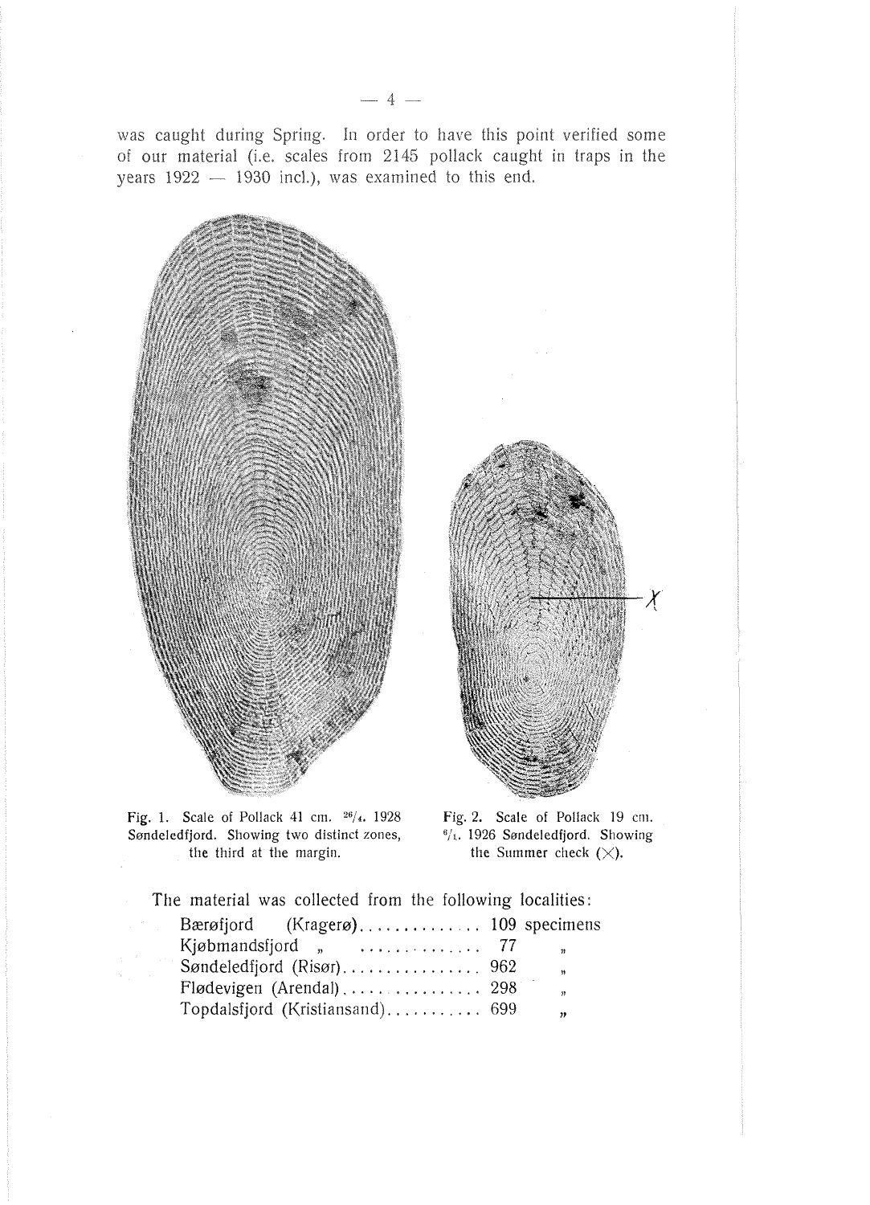was caught during Spring. In order to have this point verified some of our material (i.e. scales from 2145 pollack caught in traps in the years 1922 — 1930 incl.), was examined to this end.

Fig. 1. Scale of Pollack 41 cm. 26/4. 1928 Søndeledfjord. Showing two distinct zones, the third at the margin.

Fig. 2. Scale of Pollack 19 cm. 6/1. 1926 Søndeledfjord. Showing the Summer check (×).

The material was collected from the following localities:

| | | |
|---|---|---|
| Bærøfjord (Kragerø) | 109 | specimens |
| Kjøbmandsfjord „ | 77 | „ |
| Søndeledfjord (Risør) | 962 | „ |
| Flødevigen (Arendal) | 298 | „ |
| Topdalsfjord (Kristiansand) | 699 | „ |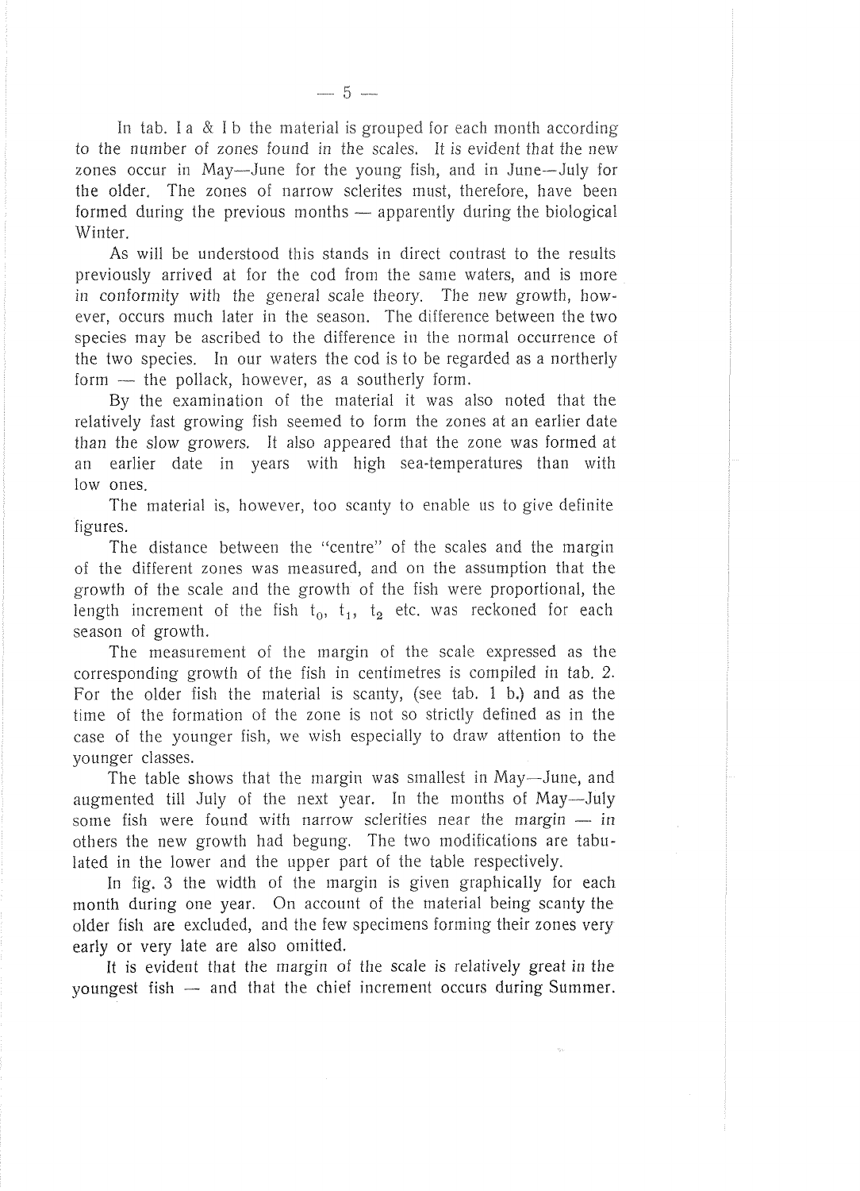In tab. I a & I b the material is grouped for each month according to the number of zones found in the scales. It is evident that the new zones occur in May—June for the young fish, and in June—July for the older. The zones of narrow sclerites must, therefore, have been formed during the previous months — apparently during the biological Winter.

As will be understood this stands in direct contrast to the results previously arrived at for the cod from the same waters, and is more in conformity with the general scale theory. The new growth, however, occurs much later in the season. The difference between the two species may be ascribed to the difference in the normal occurrence of the two species. In our waters the cod is to be regarded as a northerly form — the pollack, however, as a southerly form.

By the examination of the material it was also noted that the relatively fast growing fish seemed to form the zones at an earlier date than the slow growers. It also appeared that the zone was formed at an earlier date in years with high sea-temperatures than with low ones.

The material is, however, too scanty to enable us to give definite figures.

The distance between the "centre" of the scales and the margin of the different zones was measured, and on the assumption that the growth of the scale and the growth of the fish were proportional, the length increment of the fish $t_0$, $t_1$, $t_2$ etc. was reckoned for each season of growth.

The measurement of the margin of the scale expressed as the corresponding growth of the fish in centimetres is compiled in tab. 2. For the older fish the material is scanty, (see tab. 1 b.) and as the time of the formation of the zone is not so strictly defined as in the case of the younger fish, we wish especially to draw attention to the younger classes.

The table shows that the margin was smallest in May—June, and augmented till July of the next year. In the months of May—July some fish were found with narrow sclerities near the margin — in others the new growth had begung. The two modifications are tabulated in the lower and the upper part of the table respectively.

In fig. 3 the width of the margin is given graphically for each month during one year. On account of the material being scanty the older fish are excluded, and the few specimens forming their zones very early or very late are also omitted.

It is evident that the margin of the scale is relatively great in the youngest fish — and that the chief increment occurs during Summer.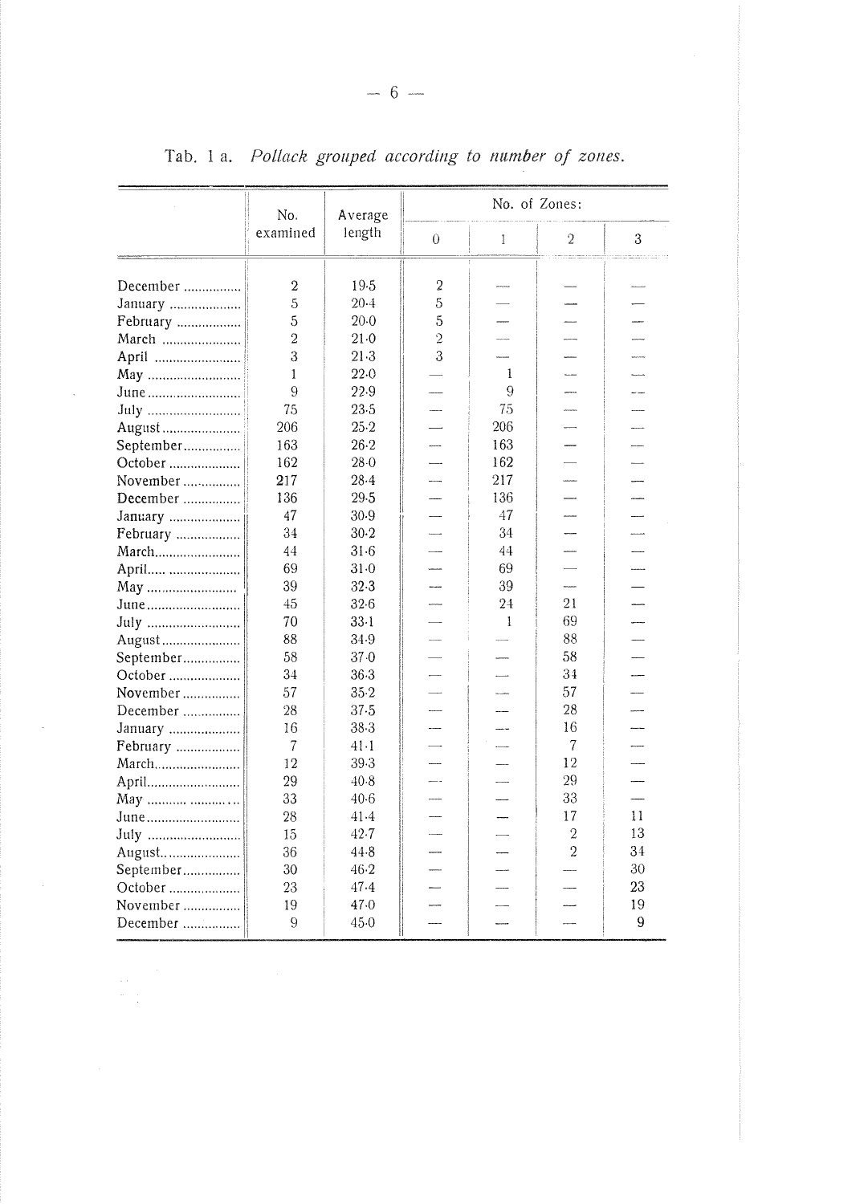Tab. 1 a. *Pollack grouped according to number of zones.*

| | No. examined | Average length | No. of Zones: | | | |
|---|---|---|---|---|---|---|
| | | | 0 | 1 | 2 | 3 |
| December | 2 | 19·5 | 2 | — | — | — |
| January | 5 | 20·4 | 5 | — | — | — |
| February | 5 | 20·0 | 5 | — | — | — |
| March | 2 | 21·0 | 2 | — | — | — |
| April | 3 | 21·3 | 3 | — | — | — |
| May | 1 | 22·0 | — | 1 | — | — |
| June | 9 | 22·9 | — | 9 | — | — |
| July | 75 | 23·5 | — | 75 | — | — |
| August | 206 | 25·2 | — | 206 | — | — |
| September | 163 | 26·2 | — | 163 | — | — |
| October | 162 | 28·0 | — | 162 | — | — |
| November | 217 | 28·4 | — | 217 | — | — |
| December | 136 | 29·5 | — | 136 | — | — |
| January | 47 | 30·9 | — | 47 | — | — |
| February | 34 | 30·2 | — | 34 | — | — |
| March | 44 | 31·6 | — | 44 | — | — |
| April | 69 | 31·0 | — | 69 | — | — |
| May | 39 | 32·3 | — | 39 | — | — |
| June | 45 | 32·6 | — | 24 | 21 | — |
| July | 70 | 33·1 | — | 1 | 69 | — |
| August | 88 | 34·9 | — | — | 88 | — |
| September | 58 | 37·0 | — | — | 58 | — |
| October | 34 | 36·3 | — | — | 34 | — |
| November | 57 | 35·2 | — | — | 57 | — |
| December | 28 | 37·5 | — | — | 28 | — |
| January | 16 | 38·3 | — | — | 16 | — |
| February | 7 | 41·1 | — | — | 7 | — |
| March | 12 | 39·3 | — | — | 12 | — |
| April | 29 | 40·8 | — | — | 29 | — |
| May | 33 | 40·6 | — | — | 33 | — |
| June | 28 | 41·4 | — | — | 17 | 11 |
| July | 15 | 42·7 | — | — | 2 | 13 |
| August | 36 | 44·8 | — | — | 2 | 34 |
| September | 30 | 46·2 | — | — | — | 30 |
| October | 23 | 47·4 | — | — | — | 23 |
| November | 19 | 47·0 | — | — | — | 19 |
| December | 9 | 45·0 | — | — | — | 9 |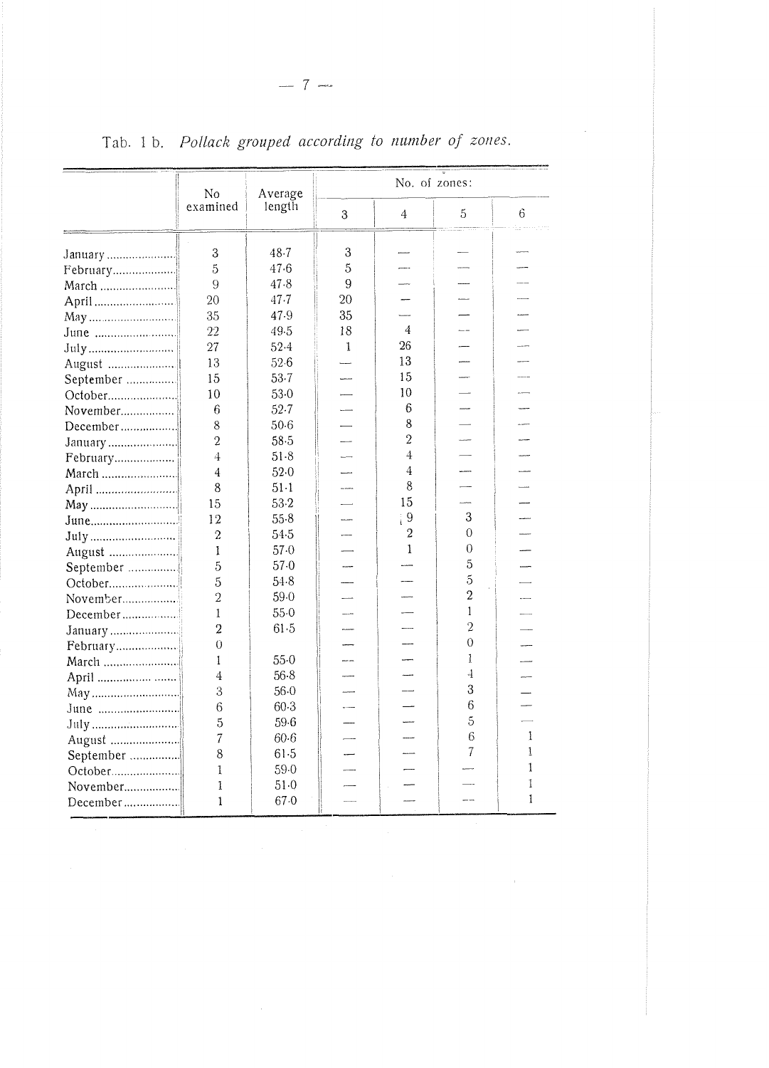Tab. 1 b. *Pollack grouped according to number of zones.*

| | No examined | Average length | No. of zones: | | | |
|---|---|---|---|---|---|---|
| | | | 3 | 4 | 5 | 6 |
| January | 3 | 48·7 | 3 | — | — | — |
| February | 5 | 47·6 | 5 | — | — | — |
| March | 9 | 47·8 | 9 | — | — | — |
| April | 20 | 47·7 | 20 | — | — | — |
| May | 35 | 47·9 | 35 | — | — | — |
| June | 22 | 49·5 | 18 | 4 | — | — |
| July | 27 | 52·4 | 1 | 26 | — | — |
| August | 13 | 52·6 | — | 13 | — | — |
| September | 15 | 53·7 | — | 15 | — | — |
| October | 10 | 53·0 | — | 10 | — | — |
| November | 6 | 52·7 | — | 6 | — | — |
| December | 8 | 50·6 | — | 8 | — | — |
| January | 2 | 58·5 | — | 2 | — | — |
| February | 4 | 51·8 | — | 4 | — | — |
| March | 4 | 52·0 | — | 4 | — | — |
| April | 8 | 51·1 | — | 8 | — | — |
| May | 15 | 53·2 | — | 15 | — | — |
| June | 12 | 55·8 | — | 9 | 3 | — |
| July | 2 | 54·5 | — | 2 | 0 | — |
| August | 1 | 57·0 | — | 1 | 0 | — |
| September | 5 | 57·0 | — | — | 5 | — |
| October | 5 | 54·8 | — | — | 5 | — |
| November | 2 | 59·0 | — | — | 2 | — |
| December | 1 | 55·0 | — | — | 1 | — |
| January | 2 | 61·5 | — | — | 2 | — |
| February | 0 | | — | — | 0 | — |
| March | 1 | 55·0 | — | — | 1 | — |
| April | 4 | 56·8 | — | — | 4 | — |
| May | 3 | 56·0 | — | — | 3 | — |
| June | 6 | 60·3 | — | — | 6 | — |
| July | 5 | 59·6 | — | — | 5 | — |
| August | 7 | 60·6 | — | — | 6 | 1 |
| September | 8 | 61·5 | — | — | 7 | 1 |
| October | 1 | 59·0 | — | — | — | 1 |
| November | 1 | 51·0 | — | — | — | 1 |
| December | 1 | 67·0 | — | — | — | 1 |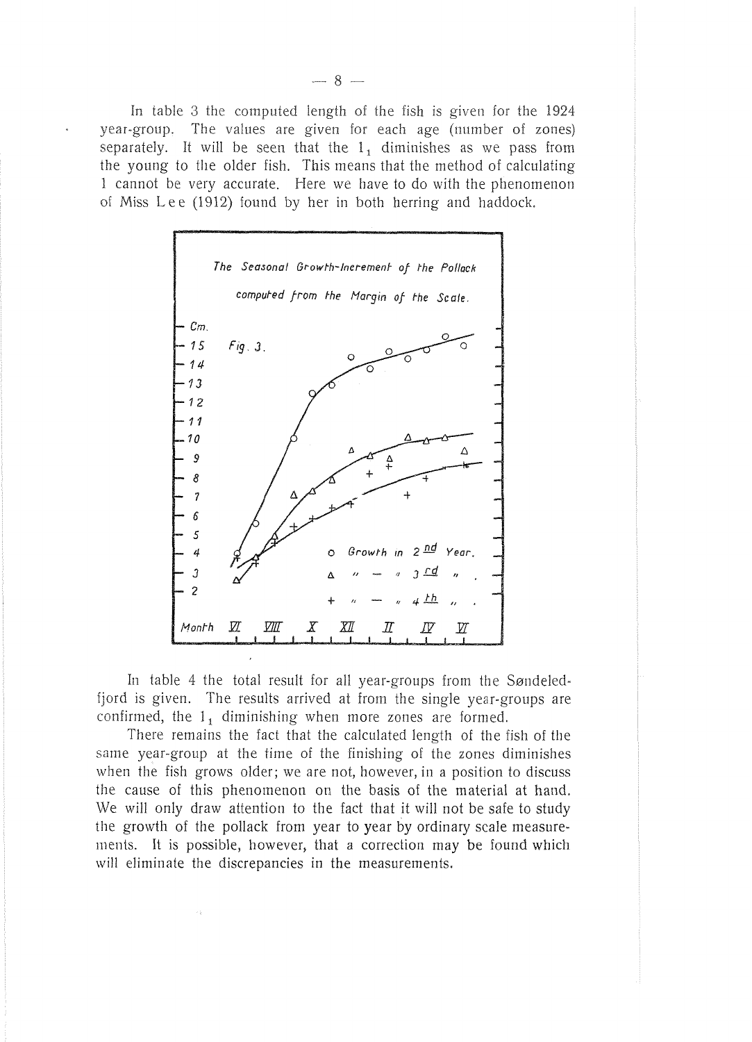In table 3 the computed length of the fish is given for the 1924 year-group. The values are given for each age (number of zones) separately. It will be seen that the $l_1$ diminishes as we pass from the young to the older fish. This means that the method of calculating l cannot be very accurate. Here we have to do with the phenomenon of Miss Lee (1912) found by her in both herring and haddock.

The Seasonal Growth-Increment of the Pollack computed from the Margin of the Scale.

Fig. 3.

In table 4 the total result for all year-groups from the Søndeledfjord is given. The results arrived at from the single year-groups are confirmed, the $l_1$ diminishing when more zones are formed.

There remains the fact that the calculated length of the fish of the same year-group at the time of the finishing of the zones diminishes when the fish grows older; we are not, however, in a position to discuss the cause of this phenomenon on the basis of the material at hand. We will only draw attention to the fact that it will not be safe to study the growth of the pollack from year to year by ordinary scale measurements. It is possible, however, that a correction may be found which will eliminate the discrepancies in the measurements.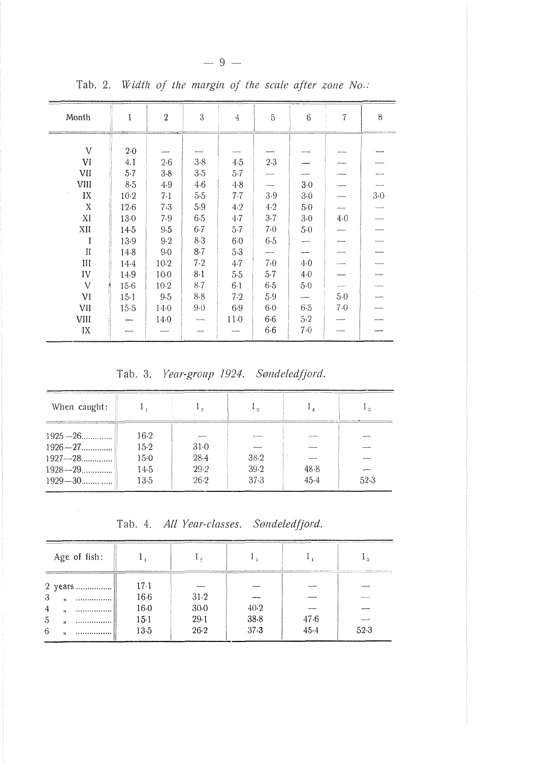Tab. 2. *Width of the margin of the scale after zone No.:*

| Month | 1 | 2 | 3 | 4 | 5 | 6 | 7 | 8 |
|---|---|---|---|---|---|---|---|---|
| V | 2·0 | — | — | — | — | — | — | — |
| VI | 4.1 | 2·6 | 3·8 | 4·5 | 2·3 | — | — | — |
| VII | 5·7 | 3·8 | 3·5 | 5·7 | — | — | — | — |
| VIII | 8·5 | 4·9 | 4·6 | 4·8 | — | 3·0 | — | — |
| IX | 10·2 | 7·1 | 5·5 | 7·7 | 3·9 | 3·0 | — | 3·0 |
| X | 12·6 | 7·3 | 5·9 | 4·2 | 4·2 | 5·0 | — | — |
| XI | 13·0 | 7·9 | 6·5 | 4·7 | 3·7 | 3·0 | 4·0 | — |
| XII | 14·5 | 9·5 | 6·7 | 5·7 | 7·0 | 5·0 | — | — |
| I | 13·9 | 9·2 | 8·3 | 6·0 | 6·5 | — | — | — |
| II | 14·8 | 9·0 | 8·7 | 5·3 | — | — | — | — |
| III | 14·4 | 10·2 | 7·2 | 4·7 | 7·0 | 4·0 | — | — |
| IV | 14·9 | 10·0 | 8·1 | 5·5 | 5·7 | 4·0 | — | — |
| V | 15·6 | 10·2 | 8·7 | 6·1 | 6·5 | 5·0 | — | — |
| VI | 15·1 | 9·5 | 8·8 | 7·2 | 5·9 | — | 5·0 | — |
| VII | 15·5 | 14·0 | 9·0 | 6·9 | 6·0 | 6·5 | 7·0 | — |
| VIII | — | 14·0 | — | 11·0 | 6·6 | 5·2 | — | — |
| IX | — | — | — | — | 6·6 | 7·0 | — | — |

Tab. 3. *Year-group 1924. Søndeledfjord.*

| When caught: | $l_1$ | $l_2$ | $l_3$ | $l_4$ | $l_5$ |
|---|---|---|---|---|---|
| 1925—26.............. | 16·2 | — | — | — | — |
| 1926—27.............. | 15·2 | 31·0 | — | — | — |
| 1927—28.............. | 15·0 | 28·4 | 38·2 | — | — |
| 1928—29.............. | 14·5 | 29·2 | 39·2 | 48·8 | — |
| 1929—30........ ..... | 13·5 | 26·2 | 37·3 | 45·4 | 52·3 |

Tab. 4. *All Year-classes. Søndeledfjord.*

| Age of fish: | $l_1$ | $l_2$ | $l_3$ | $l_4$ | $l_5$ |
|---|---|---|---|---|---|
| 2 years ................ | 17·1 | — | — | — | — |
| 3 „ ................ | 16·6 | 31·2 | — | — | — |
| 4 „ ................ | 16·0 | 30·0 | 40·2 | — | — |
| 5 „ ................ | 15·1 | 29·1 | 38·8 | 47·6 | — |
| 6 „ ................ | 13·5 | 26·2 | 37·3 | 45·4 | 52·3 |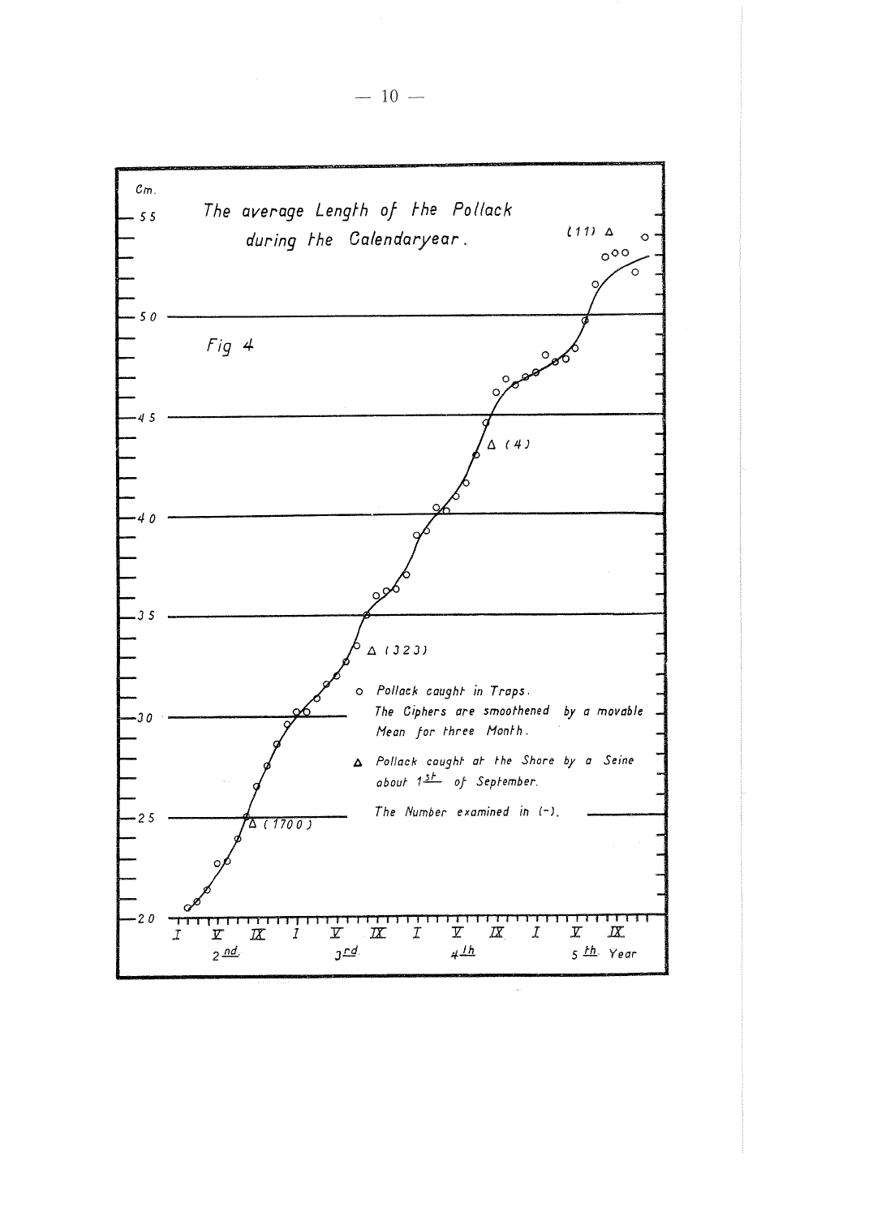The average Length of the Pollack during the Calendaryear.

Fig 4

○ Pollack caught in Traps. The Ciphers are smoothened by a movable Mean for three Month.

△ Pollack caught at the Shore by a Seine about 1[st] of September.

The Number examined in (-).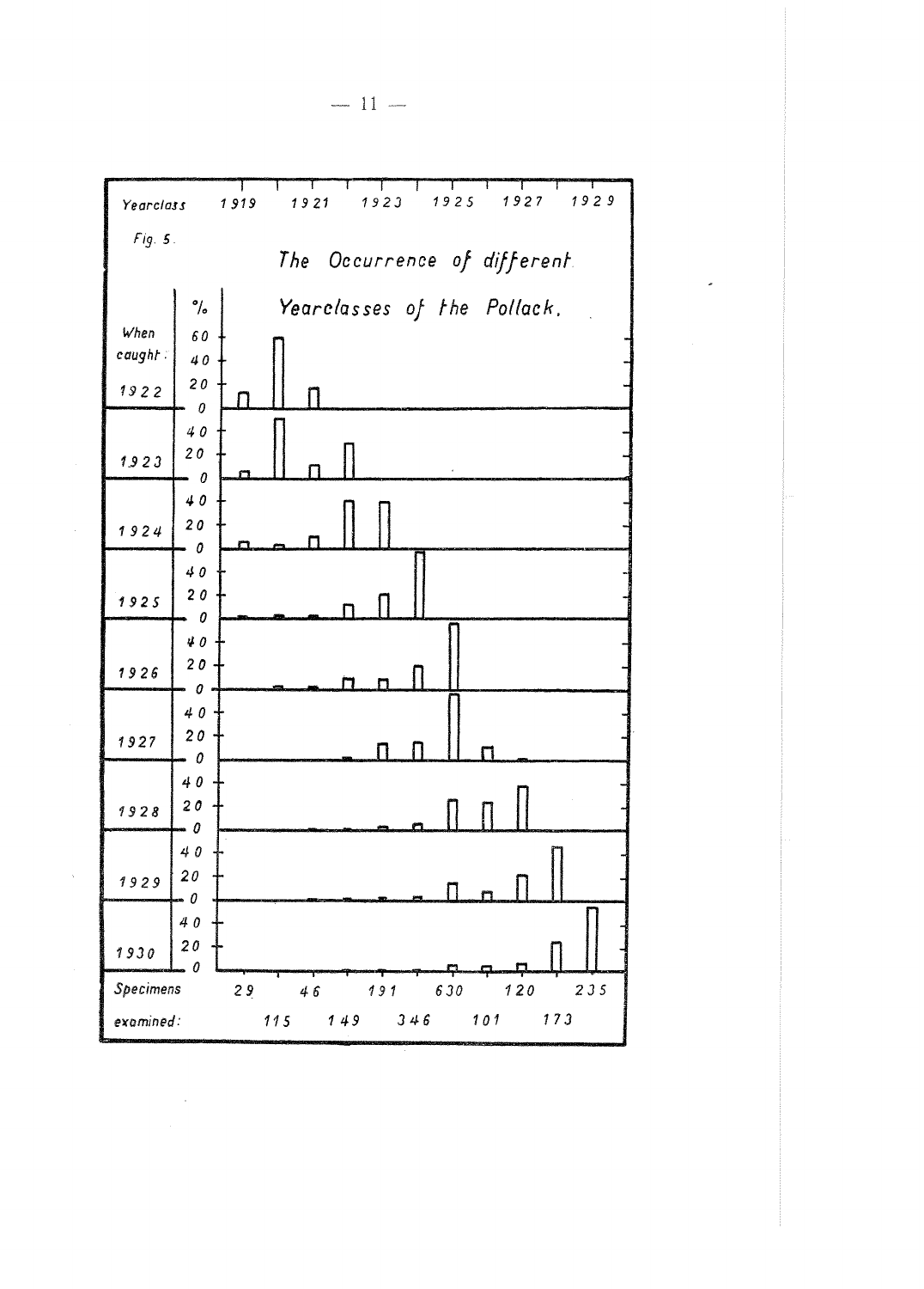Fig. 5. The Occurrence of different Yearclasses of the Pollack.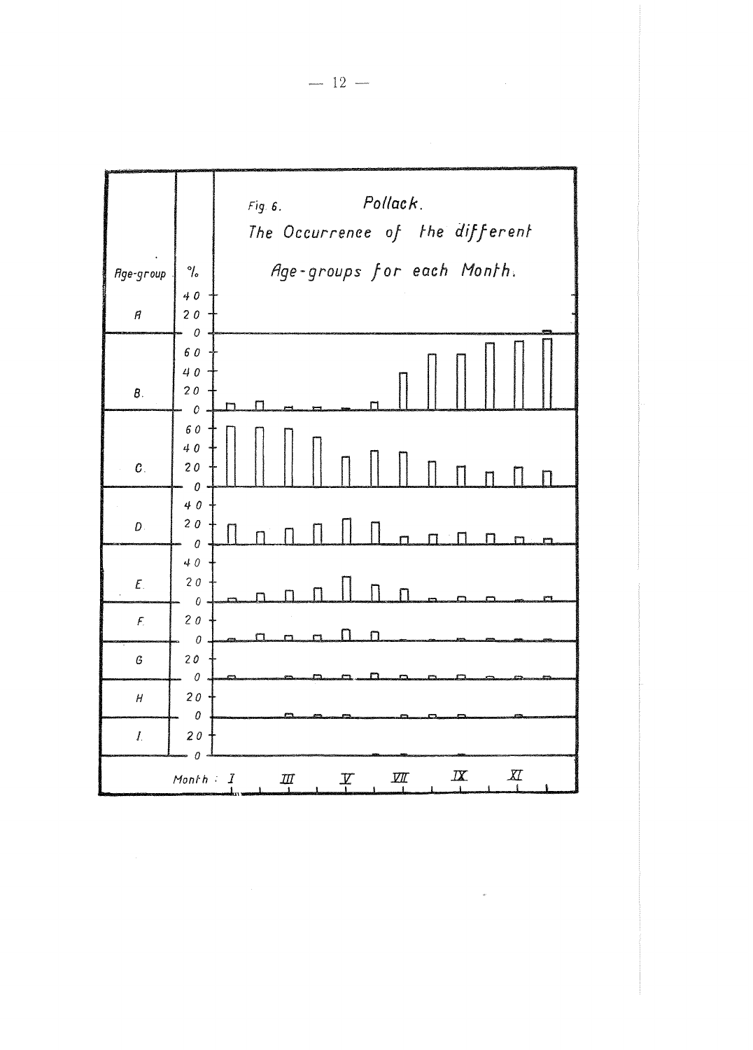Fig. 6. *Pollack.*

*The Occurrence of the different Age-groups for each Month.*

| Age-group | % |
|---|---|
| A | 40, 20, 0 |
| B. | 60, 40, 20, 0 |
| C. | 60, 40, 20, 0 |
| D. | 40, 20, 0 |
| E. | 40, 20, 0 |
| F. | 20, 0 |
| G. | 20, 0 |
| H. | 20, 0 |
| I. | 20, 0 |

Month : I III V VII IX XI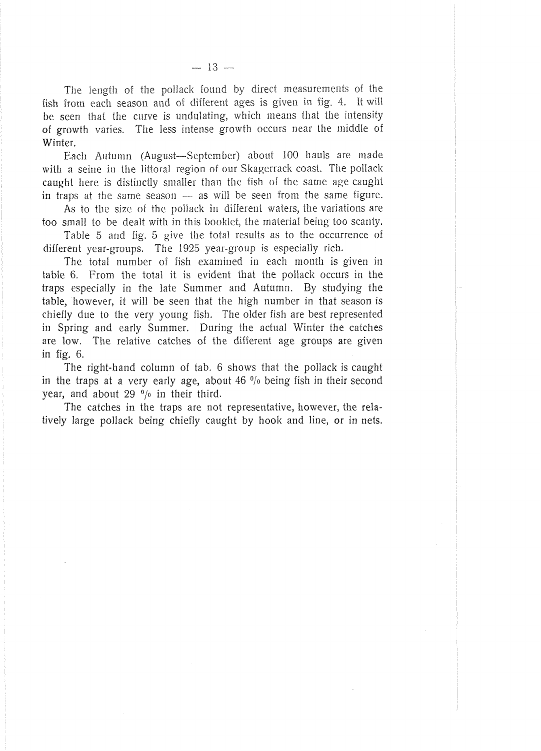The length of the pollack found by direct measurements of the fish from each season and of different ages is given in fig. 4. It will be seen that the curve is undulating, which means that the intensity of growth varies. The less intense growth occurs near the middle of Winter.

Each Autumn (August—September) about 100 hauls are made with a seine in the littoral region of our Skagerrack coast. The pollack caught here is distinctly smaller than the fish of the same age caught in traps at the same season — as will be seen from the same figure.

As to the size of the pollack in different waters, the variations are too small to be dealt with in this booklet, the material being too scanty.

Table 5 and fig. 5 give the total results as to the occurrence of different year-groups. The 1925 year-group is especially rich.

The total number of fish examined in each month is given in table 6. From the total it is evident that the pollack occurs in the traps especially in the late Summer and Autumn. By studying the table, however, it will be seen that the high number in that season is chiefly due to the very young fish. The older fish are best represented in Spring and early Summer. During the actual Winter the catches are low. The relative catches of the different age groups are given in fig. 6.

The right-hand column of tab. 6 shows that the pollack is caught in the traps at a very early age, about 46 % being fish in their second year, and about 29 % in their third.

The catches in the traps are not representative, however, the relatively large pollack being chiefly caught by hook and line, or in nets.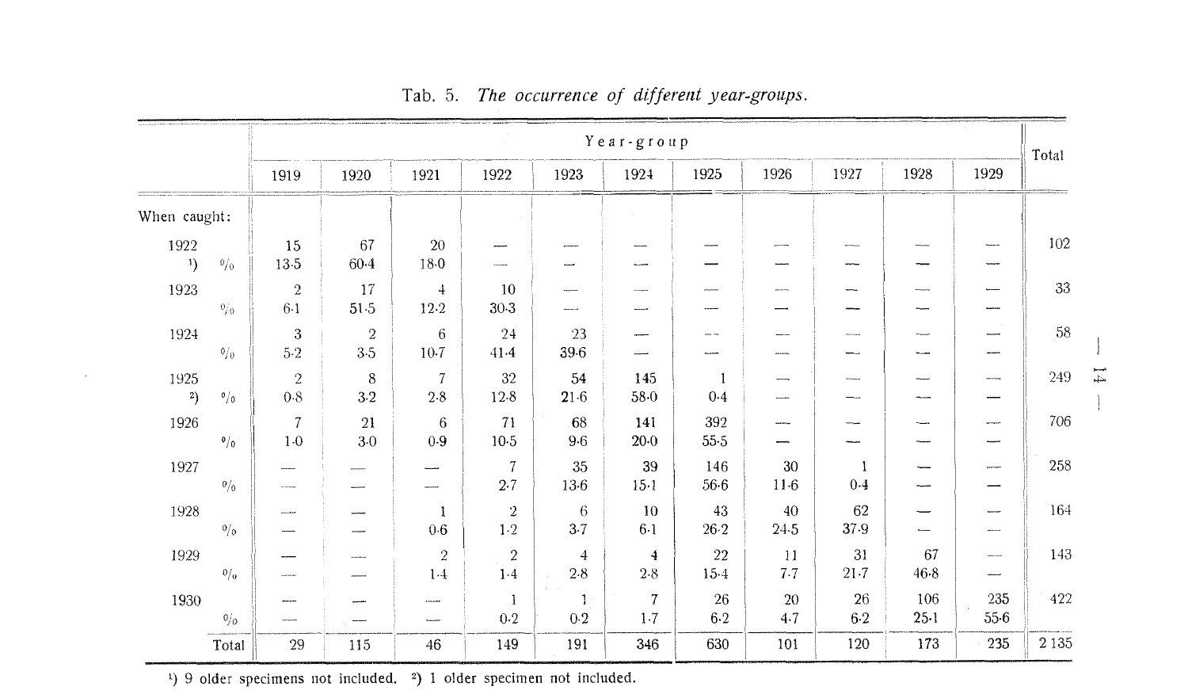Tab. 5. *The occurrence of different year-groups.*

| | | Year-group | | | | | | | | | | | Total |
|---|---|---|---|---|---|---|---|---|---|---|---|---|---|
| | | 1919 | 1920 | 1921 | 1922 | 1923 | 1924 | 1925 | 1926 | 1927 | 1928 | 1929 | |
| When caught: | | | | | | | | | | | | | |
| 1922 | | 15 | 67 | 20 | — | — | — | — | — | — | — | — | 102 |
| [1]) | % | 13·5 | 60·4 | 18·0 | — | — | — | — | — | — | — | — | |
| 1923 | | 2 | 17 | 4 | 10 | — | — | — | — | — | — | — | 33 |
| | % | 6·1 | 51·5 | 12·2 | 30·3 | — | — | — | — | — | — | — | |
| 1924 | | 3 | 2 | 6 | 24 | 23 | — | — | — | — | — | — | 58 |
| | % | 5·2 | 3·5 | 10·7 | 41·4 | 39·6 | — | — | — | — | — | — | |
| 1925 | | 2 | 8 | 7 | 32 | 54 | 145 | 1 | — | — | — | — | 249 |
| [2]) | % | 0·8 | 3·2 | 2·8 | 12·8 | 21·6 | 58·0 | 0·4 | — | — | — | — | |
| 1926 | | 7 | 21 | 6 | 71 | 68 | 141 | 392 | — | — | — | — | 706 |
| | % | 1·0 | 3·0 | 0·9 | 10·5 | 9·6 | 20·0 | 55·5 | — | — | — | — | |
| 1927 | | — | — | — | 7 | 35 | 39 | 146 | 30 | 1 | — | — | 258 |
| | % | — | — | — | 2·7 | 13·6 | 15·1 | 56·6 | 11·6 | 0·4 | — | — | |
| 1928 | | — | — | 1 | 2 | 6 | 10 | 43 | 40 | 62 | — | — | 164 |
| | % | — | — | 0·6 | 1·2 | 3·7 | 6·1 | 26·2 | 24·5 | 37·9 | — | — | |
| 1929 | | — | — | 2 | 2 | 4 | 4 | 22 | 11 | 31 | 67 | — | 143 |
| | % | — | — | 1·4 | 1·4 | 2·8 | 2·8 | 15·4 | 7·7 | 21·7 | 46·8 | — | |
| 1930 | | — | — | — | 1 | 1 | 7 | 26 | 20 | 26 | 106 | 235 | 422 |
| | % | — | — | — | 0·2 | 0·2 | 1·7 | 6·2 | 4·7 | 6·2 | 25·1 | 55·6 | |
| | Total | 29 | 115 | 46 | 149 | 191 | 346 | 630 | 101 | 120 | 173 | 235 | 2 135 |

[1]) 9 older specimens not included. [2]) 1 older specimen not included.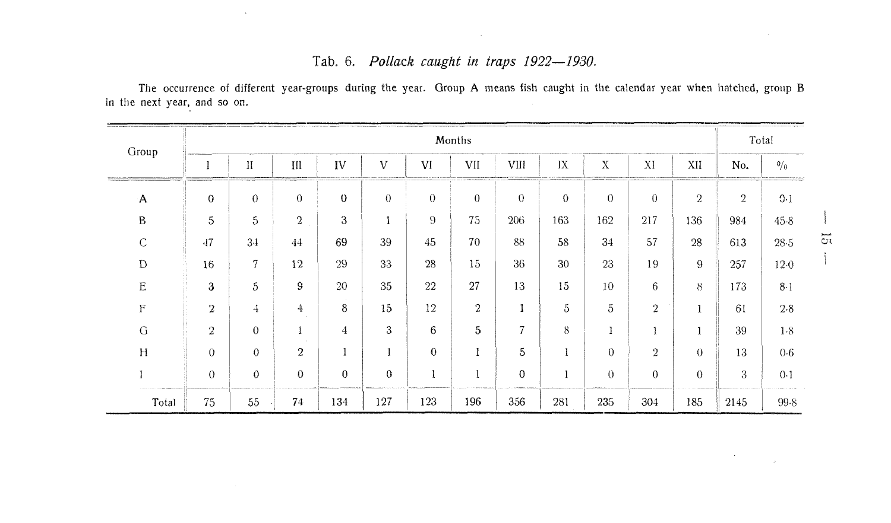## Tab. 6. *Pollack caught in traps 1922—1930.*

The occurrence of different year-groups during the year. Group A means fish caught in the calendar year when hatched, group B in the next year, and so on.

| Group | Months | | | | | | | | | | | | Total | |
|---|---|---|---|---|---|---|---|---|---|---|---|---|---|---|
| | I | II | III | IV | V | VI | VII | VIII | IX | X | XI | XII | No. | % |
| A | 0 | 0 | 0 | 0 | 0 | 0 | 0 | 0 | 0 | 0 | 0 | 2 | 2 | 0·1 |
| B | 5 | 5 | 2 | 3 | 1 | 9 | 75 | 206 | 163 | 162 | 217 | 136 | 984 | 45·8 |
| C | 47 | 34 | 44 | 69 | 39 | 45 | 70 | 88 | 58 | 34 | 57 | 28 | 613 | 28·5 |
| D | 16 | 7 | 12 | 29 | 33 | 28 | 15 | 36 | 30 | 23 | 19 | 9 | 257 | 12·0 |
| E | 3 | 5 | 9 | 20 | 35 | 22 | 27 | 13 | 15 | 10 | 6 | 8 | 173 | 8·1 |
| F | 2 | 4 | 4 | 8 | 15 | 12 | 2 | 1 | 5 | 5 | 2 | 1 | 61 | 2·8 |
| G | 2 | 0 | 1 | 4 | 3 | 6 | 5 | 7 | 8 | 1 | 1 | 1 | 39 | 1·8 |
| H | 0 | 0 | 2 | 1 | 1 | 0 | 1 | 5 | 1 | 0 | 2 | 0 | 13 | 0·6 |
| I | 0 | 0 | 0 | 0 | 0 | 1 | 1 | 0 | 1 | 0 | 0 | 0 | 3 | 0·1 |
| Total | 75 | 55 | 74 | 134 | 127 | 123 | 196 | 356 | 281 | 235 | 304 | 185 | 2145 | 99·8 |